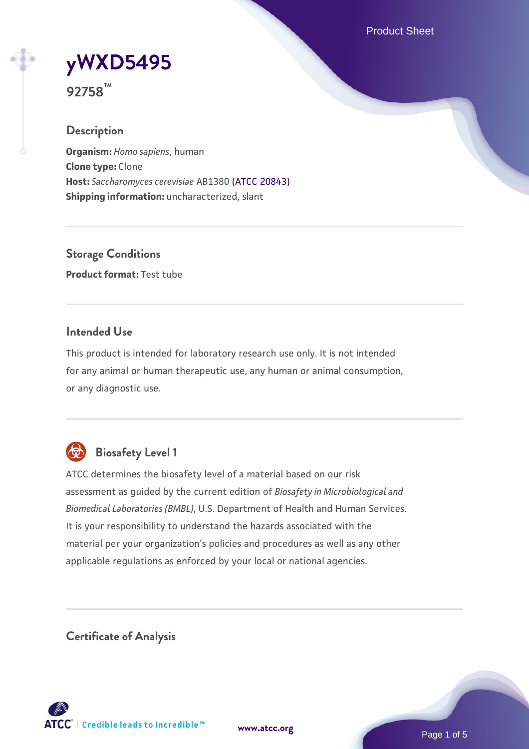# yWXD5495

**92758™**

## Description

**Organism:** *Homo sapiens*, human
**Clone type:** Clone
**Host:** *Saccharomyces cerevisiae* AB1380 (ATCC 20843)
**Shipping information:** uncharacterized, slant

## Storage Conditions

**Product format:** Test tube

## Intended Use

This product is intended for laboratory research use only. It is not intended for any animal or human therapeutic use, any human or animal consumption, or any diagnostic use.

## Biosafety Level 1

ATCC determines the biosafety level of a material based on our risk assessment as guided by the current edition of *Biosafety in Microbiological and Biomedical Laboratories (BMBL)*, U.S. Department of Health and Human Services. It is your responsibility to understand the hazards associated with the material per your organization's policies and procedures as well as any other applicable regulations as enforced by your local or national agencies.

## Certificate of Analysis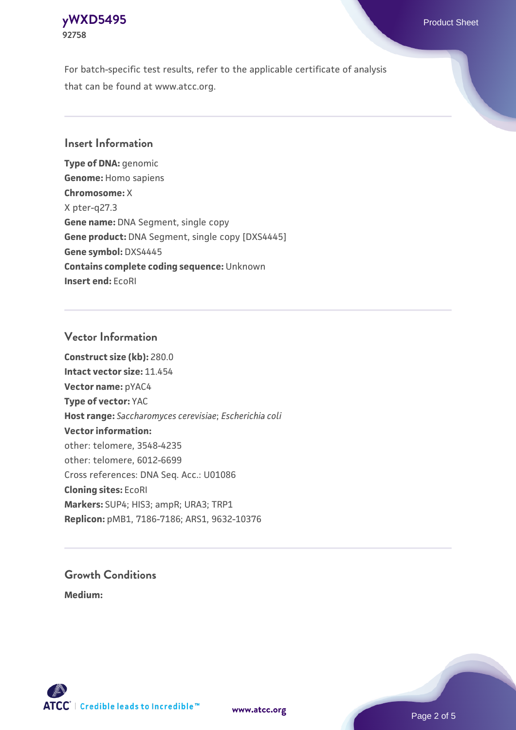For batch-specific test results, refer to the applicable certificate of analysis that can be found at www.atcc.org.

## Insert Information

**Type of DNA:** genomic
**Genome:** Homo sapiens
**Chromosome:** X
X pter-q27.3
**Gene name:** DNA Segment, single copy
**Gene product:** DNA Segment, single copy [DXS4445]
**Gene symbol:** DXS4445
**Contains complete coding sequence:** Unknown
**Insert end:** EcoRI

## Vector Information

**Construct size (kb):** 280.0
**Intact vector size:** 11.454
**Vector name:** pYAC4
**Type of vector:** YAC
**Host range:** *Saccharomyces cerevisiae*; *Escherichia coli*
**Vector information:**
other: telomere, 3548-4235
other: telomere, 6012-6699
Cross references: DNA Seq. Acc.: U01086
**Cloning sites:** EcoRI
**Markers:** SUP4; HIS3; ampR; URA3; TRP1
**Replicon:** pMB1, 7186-7186; ARS1, 9632-10376

## Growth Conditions

**Medium:**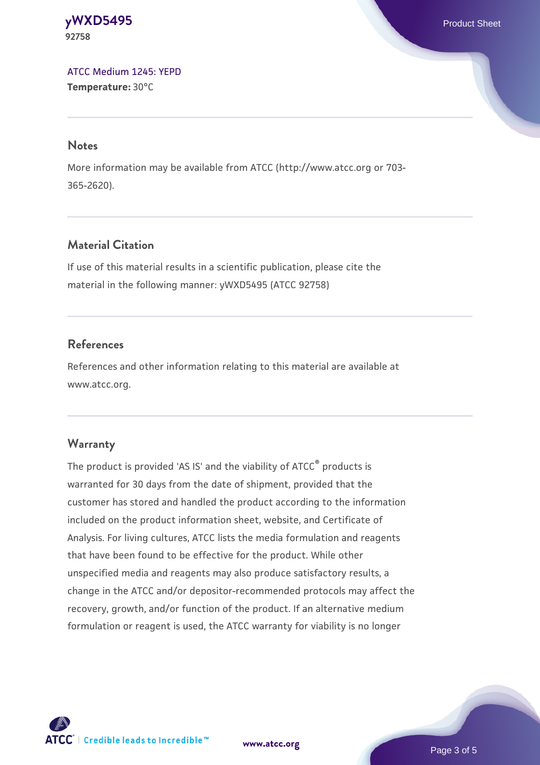ATCC Medium 1245: YEPD
**Temperature:** 30°C

## Notes

More information may be available from ATCC (http://www.atcc.org or 703-365-2620).

## Material Citation

If use of this material results in a scientific publication, please cite the material in the following manner: yWXD5495 (ATCC 92758)

## References

References and other information relating to this material are available at www.atcc.org.

## Warranty

The product is provided 'AS IS' and the viability of ATCC® products is warranted for 30 days from the date of shipment, provided that the customer has stored and handled the product according to the information included on the product information sheet, website, and Certificate of Analysis. For living cultures, ATCC lists the media formulation and reagents that have been found to be effective for the product. While other unspecified media and reagents may also produce satisfactory results, a change in the ATCC and/or depositor-recommended protocols may affect the recovery, growth, and/or function of the product. If an alternative medium formulation or reagent is used, the ATCC warranty for viability is no longer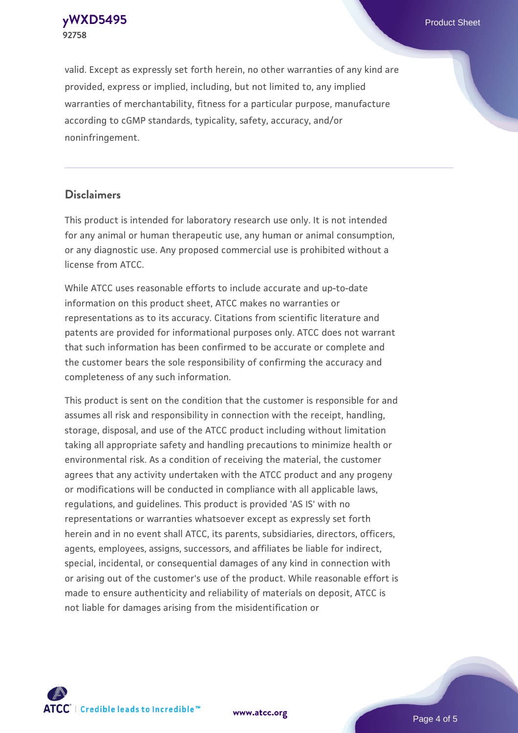valid. Except as expressly set forth herein, no other warranties of any kind are provided, express or implied, including, but not limited to, any implied warranties of merchantability, fitness for a particular purpose, manufacture according to cGMP standards, typicality, safety, accuracy, and/or noninfringement.

## Disclaimers

This product is intended for laboratory research use only. It is not intended for any animal or human therapeutic use, any human or animal consumption, or any diagnostic use. Any proposed commercial use is prohibited without a license from ATCC.

While ATCC uses reasonable efforts to include accurate and up-to-date information on this product sheet, ATCC makes no warranties or representations as to its accuracy. Citations from scientific literature and patents are provided for informational purposes only. ATCC does not warrant that such information has been confirmed to be accurate or complete and the customer bears the sole responsibility of confirming the accuracy and completeness of any such information.

This product is sent on the condition that the customer is responsible for and assumes all risk and responsibility in connection with the receipt, handling, storage, disposal, and use of the ATCC product including without limitation taking all appropriate safety and handling precautions to minimize health or environmental risk. As a condition of receiving the material, the customer agrees that any activity undertaken with the ATCC product and any progeny or modifications will be conducted in compliance with all applicable laws, regulations, and guidelines. This product is provided 'AS IS' with no representations or warranties whatsoever except as expressly set forth herein and in no event shall ATCC, its parents, subsidiaries, directors, officers, agents, employees, assigns, successors, and affiliates be liable for indirect, special, incidental, or consequential damages of any kind in connection with or arising out of the customer's use of the product. While reasonable effort is made to ensure authenticity and reliability of materials on deposit, ATCC is not liable for damages arising from the misidentification or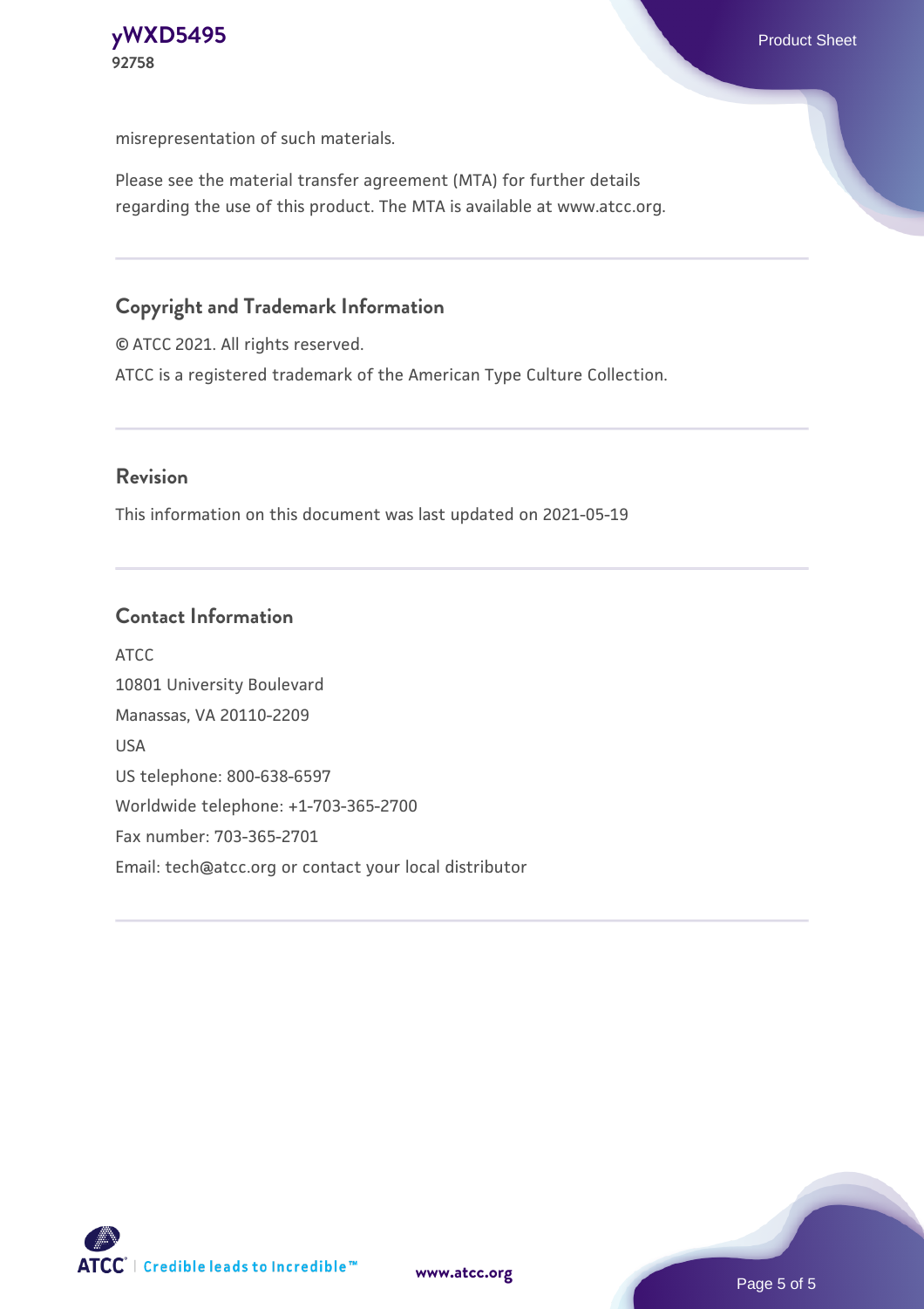misrepresentation of such materials.

Please see the material transfer agreement (MTA) for further details regarding the use of this product. The MTA is available at www.atcc.org.

## Copyright and Trademark Information

© ATCC 2021. All rights reserved.

ATCC is a registered trademark of the American Type Culture Collection.

## Revision

This information on this document was last updated on 2021-05-19

## Contact Information

ATCC
10801 University Boulevard
Manassas, VA 20110-2209
USA
US telephone: 800-638-6597
Worldwide telephone: +1-703-365-2700
Fax number: 703-365-2701
Email: tech@atcc.org or contact your local distributor